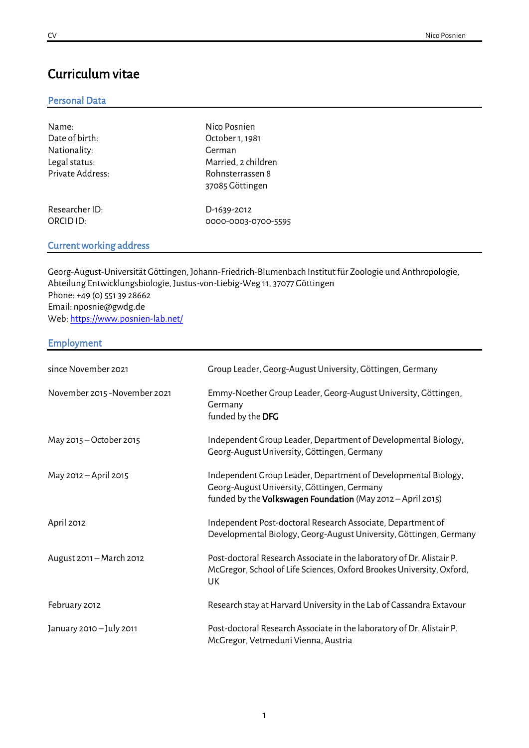# Curriculum vitae

## Personal Data

| | |
|---|---|
| Name: | Nico Posnien |
| Date of birth: | October 1, 1981 |
| Nationality: | German |
| Legal status: | Married, 2 children |
| Private Address: | Rohnsterrassen 8<br>37085 Göttingen |
| Researcher ID: | D-1639-2012 |
| ORCID ID: | 0000-0003-0700-5595 |

## Current working address

Georg-August-Universität Göttingen, Johann-Friedrich-Blumenbach Institut für Zoologie und Anthropologie, Abteilung Entwicklungsbiologie, Justus-von-Liebig-Weg 11, 37077 Göttingen
Phone: +49 (0) 551 39 28662
Email: nposnie@gwdg.de
Web: https://www.posnien-lab.net/

## Employment

| | |
|---|---|
| since November 2021 | Group Leader, Georg-August University, Göttingen, Germany |
| November 2015 -November 2021 | Emmy-Noether Group Leader, Georg-August University, Göttingen, Germany<br>funded by the **DFG** |
| May 2015 – October 2015 | Independent Group Leader, Department of Developmental Biology, Georg-August University, Göttingen, Germany |
| May 2012 – April 2015 | Independent Group Leader, Department of Developmental Biology, Georg-August University, Göttingen, Germany<br>funded by the **Volkswagen Foundation** (May 2012 – April 2015) |
| April 2012 | Independent Post-doctoral Research Associate, Department of Developmental Biology, Georg-August University, Göttingen, Germany |
| August 2011 – March 2012 | Post-doctoral Research Associate in the laboratory of Dr. Alistair P. McGregor, School of Life Sciences, Oxford Brookes University, Oxford, UK |
| February 2012 | Research stay at Harvard University in the Lab of Cassandra Extavour |
| January 2010 – July 2011 | Post-doctoral Research Associate in the laboratory of Dr. Alistair P. McGregor, Vetmeduni Vienna, Austria |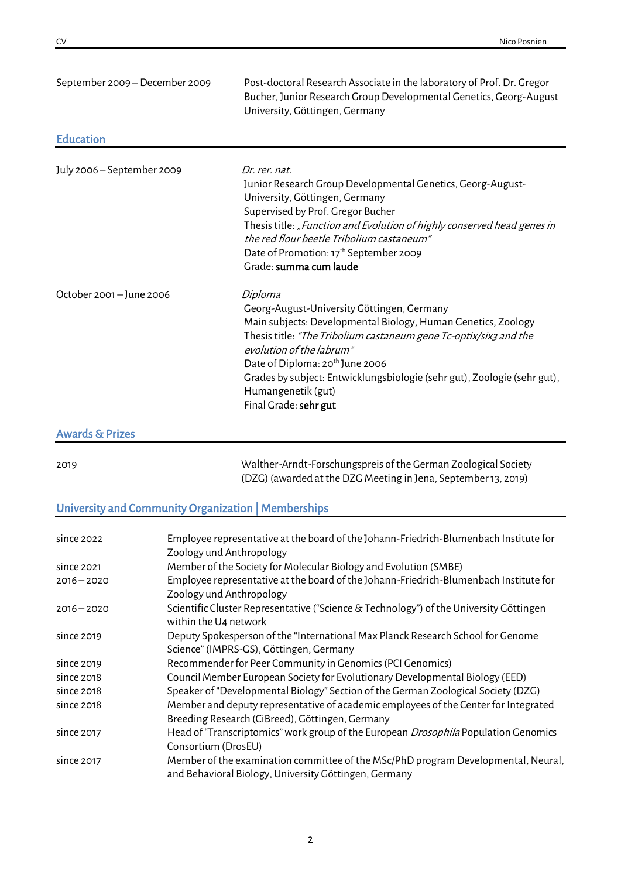| | |
|---|---|
| September 2009 – December 2009 | Post-doctoral Research Associate in the laboratory of Prof. Dr. Gregor Bucher, Junior Research Group Developmental Genetics, Georg-August University, Göttingen, Germany |

## Education

| | |
|---|---|
| July 2006 – September 2009 | *Dr. rer. nat.*<br>Junior Research Group Developmental Genetics, Georg-August-University, Göttingen, Germany<br>Supervised by Prof. Gregor Bucher<br>Thesis title: *„Function and Evolution of highly conserved head genes in the red flour beetle Tribolium castaneum"*<br>Date of Promotion: 17th September 2009<br>Grade: **summa cum laude** |
| October 2001 – June 2006 | *Diploma*<br>Georg-August-University Göttingen, Germany<br>Main subjects: Developmental Biology, Human Genetics, Zoology<br>Thesis title: *"The Tribolium castaneum gene Tc-optix/six3 and the evolution of the labrum"*<br>Date of Diploma: 20th June 2006<br>Grades by subject: Entwicklungsbiologie (sehr gut), Zoologie (sehr gut), Humangenetik (gut)<br>Final Grade: **sehr gut** |

## Awards & Prizes

| | |
|---|---|
| 2019 | Walther-Arndt-Forschungspreis of the German Zoological Society (DZG) (awarded at the DZG Meeting in Jena, September 13, 2019) |

## University and Community Organization | Memberships

| | |
|---|---|
| since 2022 | Employee representative at the board of the Johann-Friedrich-Blumenbach Institute for Zoology und Anthropology |
| since 2021 | Member of the Society for Molecular Biology and Evolution (SMBE) |
| 2016 – 2020 | Employee representative at the board of the Johann-Friedrich-Blumenbach Institute for Zoology und Anthropology |
| 2016 – 2020 | Scientific Cluster Representative ("Science & Technology") of the University Göttingen within the U4 network |
| since 2019 | Deputy Spokesperson of the "International Max Planck Research School for Genome Science" (IMPRS-GS), Göttingen, Germany |
| since 2019 | Recommender for Peer Community in Genomics (PCI Genomics) |
| since 2018 | Council Member European Society for Evolutionary Developmental Biology (EED) |
| since 2018 | Speaker of "Developmental Biology" Section of the German Zoological Society (DZG) |
| since 2018 | Member and deputy representative of academic employees of the Center for Integrated Breeding Research (CiBreed), Göttingen, Germany |
| since 2017 | Head of "Transcriptomics" work group of the European *Drosophila* Population Genomics Consortium (DrosEU) |
| since 2017 | Member of the examination committee of the MSc/PhD program Developmental, Neural, and Behavioral Biology, University Göttingen, Germany |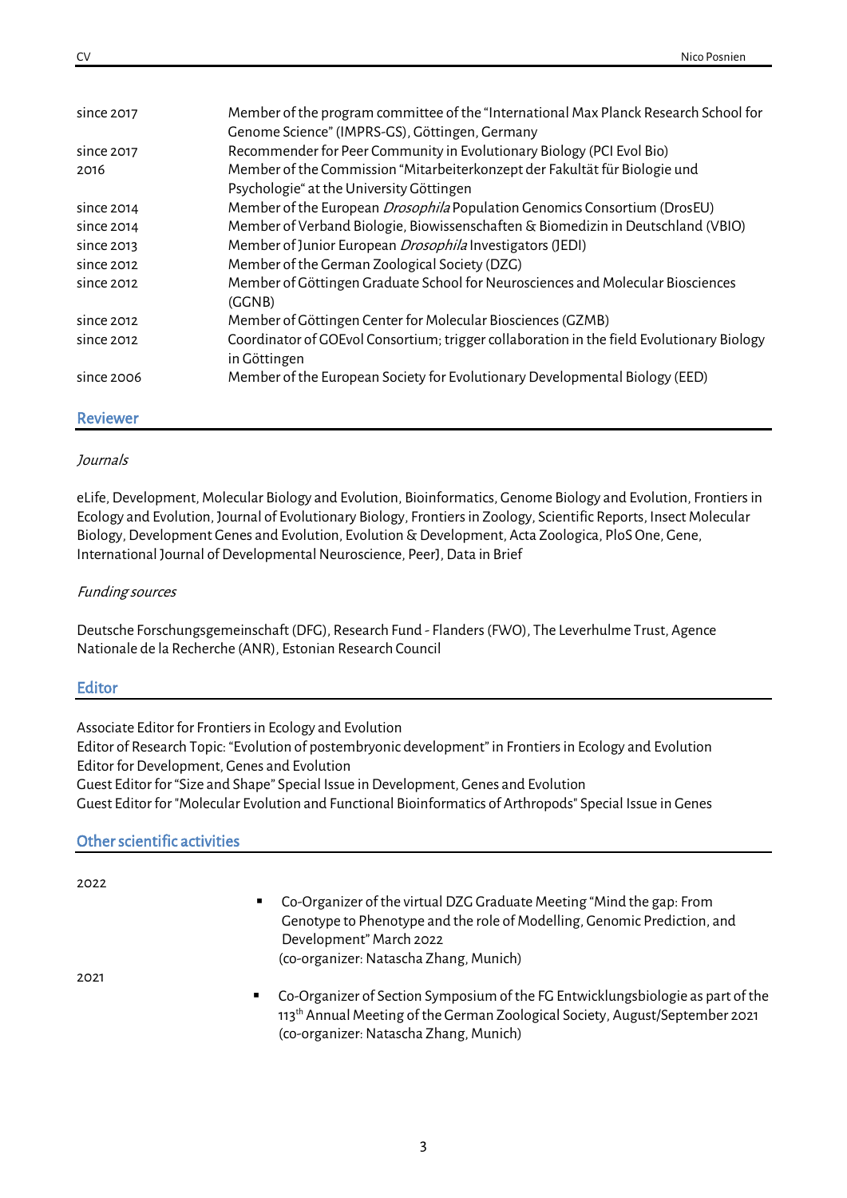| | |
|---|---|
| since 2017 | Member of the program committee of the "International Max Planck Research School for Genome Science" (IMPRS-GS), Göttingen, Germany |
| since 2017 | Recommender for Peer Community in Evolutionary Biology (PCI Evol Bio) |
| 2016 | Member of the Commission "Mitarbeiterkonzept der Fakultät für Biologie und Psychologie" at the University Göttingen |
| since 2014 | Member of the European *Drosophila* Population Genomics Consortium (DrosEU) |
| since 2014 | Member of Verband Biologie, Biowissenschaften & Biomedizin in Deutschland (VBIO) |
| since 2013 | Member of Junior European *Drosophila* Investigators (JEDI) |
| since 2012 | Member of the German Zoological Society (DZG) |
| since 2012 | Member of Göttingen Graduate School for Neurosciences and Molecular Biosciences (GGNB) |
| since 2012 | Member of Göttingen Center for Molecular Biosciences (GZMB) |
| since 2012 | Coordinator of GOEvol Consortium; trigger collaboration in the field Evolutionary Biology in Göttingen |
| since 2006 | Member of the European Society for Evolutionary Developmental Biology (EED) |

## Reviewer

*Journals*

eLife, Development, Molecular Biology and Evolution, Bioinformatics, Genome Biology and Evolution, Frontiers in Ecology and Evolution, Journal of Evolutionary Biology, Frontiers in Zoology, Scientific Reports, Insect Molecular Biology, Development Genes and Evolution, Evolution & Development, Acta Zoologica, PloS One, Gene, International Journal of Developmental Neuroscience, PeerJ, Data in Brief

*Funding sources*

Deutsche Forschungsgemeinschaft (DFG), Research Fund - Flanders (FWO), The Leverhulme Trust, Agence Nationale de la Recherche (ANR), Estonian Research Council

## Editor

Associate Editor for Frontiers in Ecology and Evolution
Editor of Research Topic: "Evolution of postembryonic development" in Frontiers in Ecology and Evolution
Editor for Development, Genes and Evolution
Guest Editor for "Size and Shape" Special Issue in Development, Genes and Evolution
Guest Editor for "Molecular Evolution and Functional Bioinformatics of Arthropods" Special Issue in Genes

## Other scientific activities

2022

- Co-Organizer of the virtual DZG Graduate Meeting "Mind the gap: From Genotype to Phenotype and the role of Modelling, Genomic Prediction, and Development" March 2022
  (co-organizer: Natascha Zhang, Munich)

2021

- Co-Organizer of Section Symposium of the FG Entwicklungsbiologie as part of the 113th Annual Meeting of the German Zoological Society, August/September 2021
  (co-organizer: Natascha Zhang, Munich)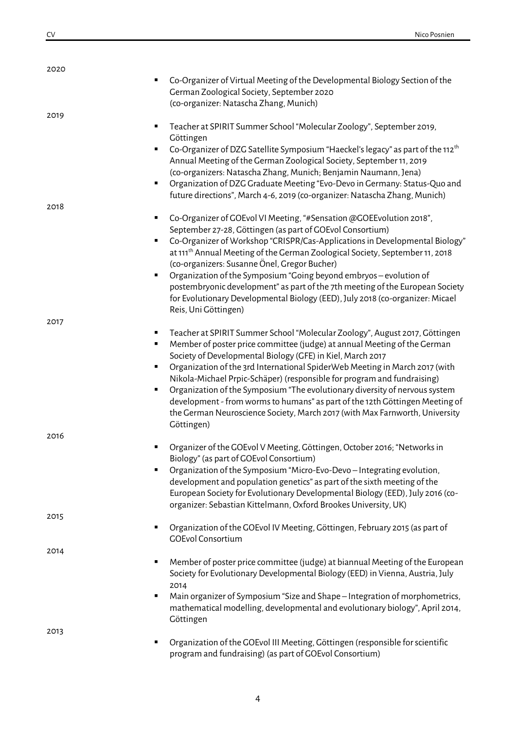2020

- Co-Organizer of Virtual Meeting of the Developmental Biology Section of the German Zoological Society, September 2020 (co-organizer: Natascha Zhang, Munich)

2019

- Teacher at SPIRIT Summer School "Molecular Zoology", September 2019, Göttingen
- Co-Organizer of DZG Satellite Symposium "Haeckel's legacy" as part of the 112th Annual Meeting of the German Zoological Society, September 11, 2019 (co-organizers: Natascha Zhang, Munich; Benjamin Naumann, Jena)
- Organization of DZG Graduate Meeting "Evo-Devo in Germany: Status-Quo and future directions", March 4-6, 2019 (co-organizer: Natascha Zhang, Munich)

2018

- Co-Organizer of GOEvol VI Meeting, "#Sensation @GOEEvolution 2018", September 27-28, Göttingen (as part of GOEvol Consortium)
- Co-Organizer of Workshop "CRISPR/Cas-Applications in Developmental Biology" at 111th Annual Meeting of the German Zoological Society, September 11, 2018 (co-organizers: Susanne Önel, Gregor Bucher)
- Organization of the Symposium "Going beyond embryos – evolution of postembryonic development" as part of the 7th meeting of the European Society for Evolutionary Developmental Biology (EED), July 2018 (co-organizer: Micael Reis, Uni Göttingen)

2017

- Teacher at SPIRIT Summer School "Molecular Zoology", August 2017, Göttingen
- Member of poster price committee (judge) at annual Meeting of the German Society of Developmental Biology (GFE) in Kiel, March 2017
- Organization of the 3rd International SpiderWeb Meeting in March 2017 (with Nikola-Michael Prpic-Schäper) (responsible for program and fundraising)
- Organization of the Symposium "The evolutionary diversity of nervous system development - from worms to humans" as part of the 12th Göttingen Meeting of the German Neuroscience Society, March 2017 (with Max Farnworth, University Göttingen)

2016

- Organizer of the GOEvol V Meeting, Göttingen, October 2016; "Networks in Biology" (as part of GOEvol Consortium)
- Organization of the Symposium "Micro-Evo-Devo – Integrating evolution, development and population genetics" as part of the sixth meeting of the European Society for Evolutionary Developmental Biology (EED), July 2016 (co-organizer: Sebastian Kittelmann, Oxford Brookes University, UK)

2015

- Organization of the GOEvol IV Meeting, Göttingen, February 2015 (as part of GOEvol Consortium

2014

- Member of poster price committee (judge) at biannual Meeting of the European Society for Evolutionary Developmental Biology (EED) in Vienna, Austria, July 2014
- Main organizer of Symposium "Size and Shape – Integration of morphometrics, mathematical modelling, developmental and evolutionary biology", April 2014, Göttingen

2013

- Organization of the GOEvol III Meeting, Göttingen (responsible for scientific program and fundraising) (as part of GOEvol Consortium)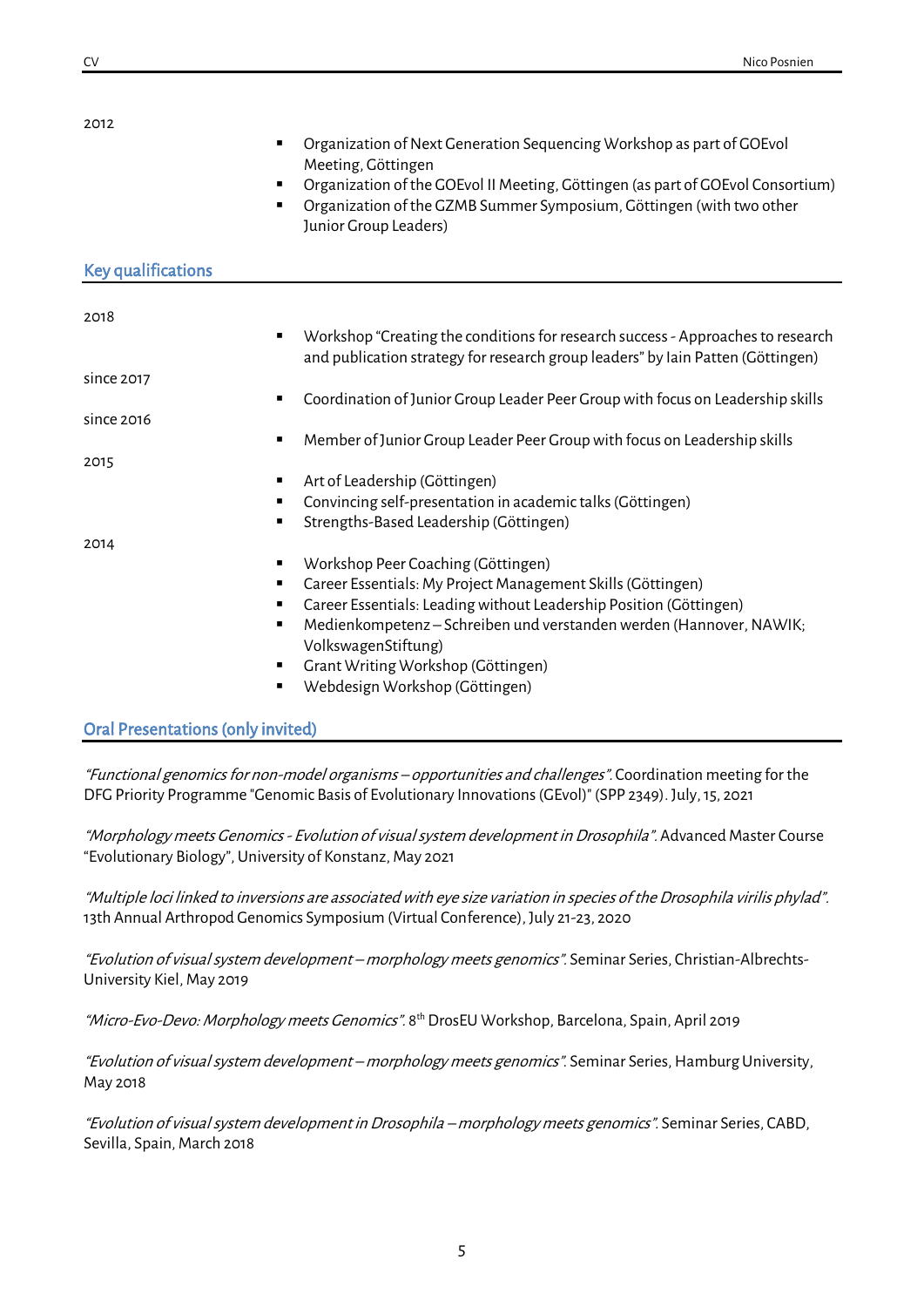2012

- Organization of Next Generation Sequencing Workshop as part of GOEvol Meeting, Göttingen
- Organization of the GOEvol II Meeting, Göttingen (as part of GOEvol Consortium)
- Organization of the GZMB Summer Symposium, Göttingen (with two other Junior Group Leaders)

## Key qualifications

2018

- Workshop "Creating the conditions for research success - Approaches to research and publication strategy for research group leaders" by Iain Patten (Göttingen)

since 2017

- Coordination of Junior Group Leader Peer Group with focus on Leadership skills

since 2016

- Member of Junior Group Leader Peer Group with focus on Leadership skills

2015

- Art of Leadership (Göttingen)
- Convincing self-presentation in academic talks (Göttingen)
- Strengths-Based Leadership (Göttingen)

2014

- Workshop Peer Coaching (Göttingen)
- Career Essentials: My Project Management Skills (Göttingen)
- Career Essentials: Leading without Leadership Position (Göttingen)
- Medienkompetenz – Schreiben und verstanden werden (Hannover, NAWIK; VolkswagenStiftung)
- Grant Writing Workshop (Göttingen)
- Webdesign Workshop (Göttingen)

## Oral Presentations (only invited)

*"Functional genomics for non-model organisms – opportunities and challenges".* Coordination meeting for the DFG Priority Programme "Genomic Basis of Evolutionary Innovations (GEvol)" (SPP 2349). July, 15, 2021

*"Morphology meets Genomics - Evolution of visual system development in Drosophila".* Advanced Master Course "Evolutionary Biology", University of Konstanz, May 2021

*"Multiple loci linked to inversions are associated with eye size variation in species of the Drosophila virilis phylad".* 13th Annual Arthropod Genomics Symposium (Virtual Conference), July 21-23, 2020

*"Evolution of visual system development – morphology meets genomics".* Seminar Series, Christian-Albrechts-University Kiel, May 2019

*"Micro-Evo-Devo: Morphology meets Genomics".* 8th DrosEU Workshop, Barcelona, Spain, April 2019

*"Evolution of visual system development – morphology meets genomics".* Seminar Series, Hamburg University, May 2018

*"Evolution of visual system development in Drosophila – morphology meets genomics".* Seminar Series, CABD, Sevilla, Spain, March 2018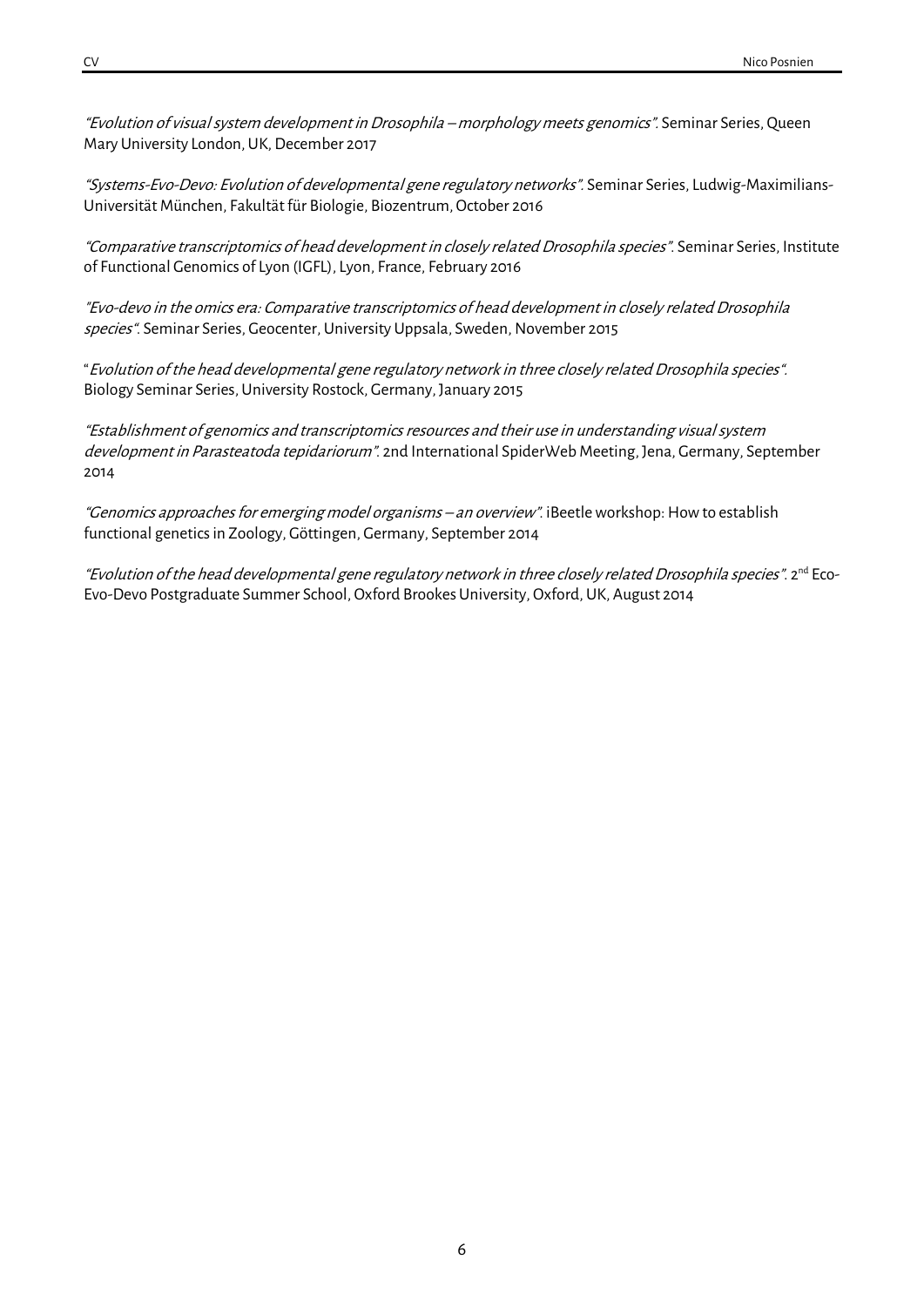*"Evolution of visual system development in Drosophila – morphology meets genomics"*. Seminar Series, Queen Mary University London, UK, December 2017

*"Systems-Evo-Devo: Evolution of developmental gene regulatory networks"*. Seminar Series, Ludwig-Maximilians-Universität München, Fakultät für Biologie, Biozentrum, October 2016

*"Comparative transcriptomics of head development in closely related Drosophila species"*. Seminar Series, Institute of Functional Genomics of Lyon (IGFL), Lyon, France, February 2016

*"Evo-devo in the omics era: Comparative transcriptomics of head development in closely related Drosophila species"*. Seminar Series, Geocenter, University Uppsala, Sweden, November 2015

"*Evolution of the head developmental gene regulatory network in three closely related Drosophila species*". Biology Seminar Series, University Rostock, Germany, January 2015

*"Establishment of genomics and transcriptomics resources and their use in understanding visual system development in Parasteatoda tepidariorum"*. 2nd International SpiderWeb Meeting, Jena, Germany, September 2014

*"Genomics approaches for emerging model organisms – an overview"*. iBeetle workshop: How to establish functional genetics in Zoology, Göttingen, Germany, September 2014

*"Evolution of the head developmental gene regulatory network in three closely related Drosophila species"*. 2$^{nd}$ Eco-Evo-Devo Postgraduate Summer School, Oxford Brookes University, Oxford, UK, August 2014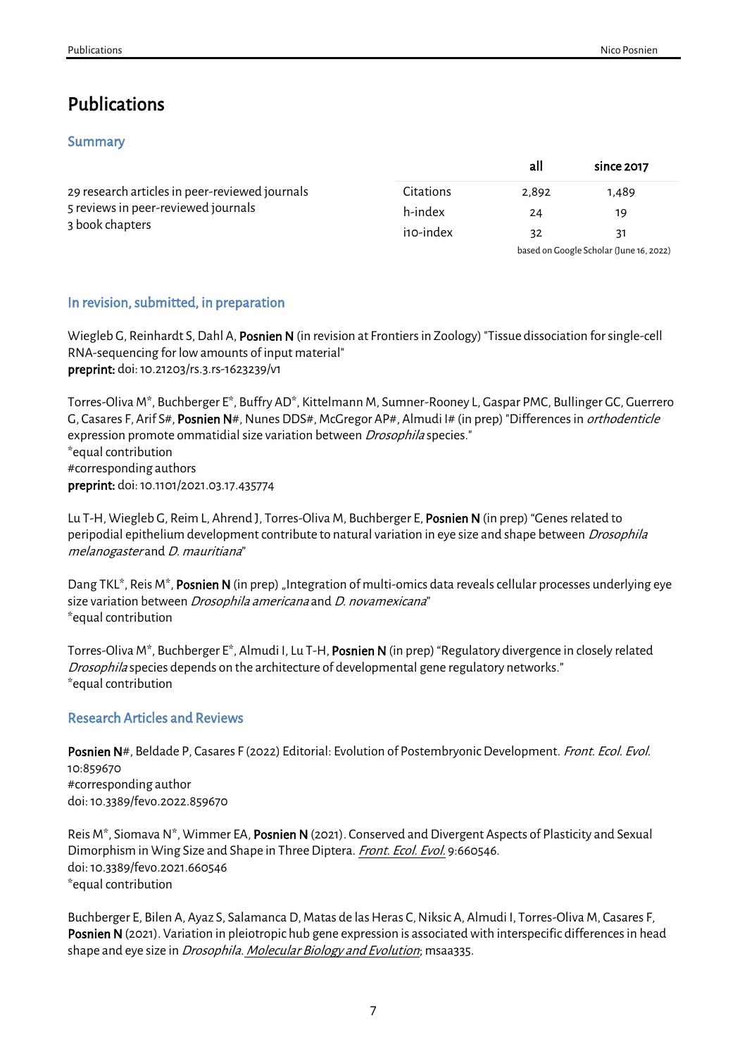# Publications

## Summary

29 research articles in peer-reviewed journals
5 reviews in peer-reviewed journals
3 book chapters

| | all | since 2017 |
|---|---|---|
| Citations | 2,892 | 1,489 |
| h-index | 24 | 19 |
| i10-index | 32 | 31 |

based on Google Scholar (June 16, 2022)

## In revision, submitted, in preparation

Wiegleb G, Reinhardt S, Dahl A, **Posnien N** (in revision at Frontiers in Zoology) "Tissue dissociation for single-cell RNA-sequencing for low amounts of input material"
**preprint:** doi: 10.21203/rs.3.rs-1623239/v1

Torres-Oliva M*, Buchberger E*, Buffry AD*, Kittelmann M, Sumner-Rooney L, Gaspar PMC, Bullinger GC, Guerrero G, Casares F, Arif S#, **Posnien N**#, Nunes DDS#, McGregor AP#, Almudi I# (in prep) "Differences in *orthodenticle* expression promote ommatidial size variation between *Drosophila* species."
*equal contribution
#corresponding authors
**preprint:** doi: 10.1101/2021.03.17.435774

Lu T-H, Wiegleb G, Reim L, Ahrend J, Torres-Oliva M, Buchberger E, **Posnien N** (in prep) "Genes related to peripodial epithelium development contribute to natural variation in eye size and shape between *Drosophila melanogaster* and *D. mauritiana*"

Dang TKL*, Reis M*, **Posnien N** (in prep) „Integration of multi-omics data reveals cellular processes underlying eye size variation between *Drosophila americana* and *D. novamexicana*"
*equal contribution

Torres-Oliva M*, Buchberger E*, Almudi I, Lu T-H, **Posnien N** (in prep) "Regulatory divergence in closely related *Drosophila* species depends on the architecture of developmental gene regulatory networks."
*equal contribution

## Research Articles and Reviews

**Posnien N**#, Beldade P, Casares F (2022) Editorial: Evolution of Postembryonic Development. *Front. Ecol. Evol.* 10:859670
#corresponding author
doi: 10.3389/fevo.2022.859670

Reis M*, Siomava N*, Wimmer EA, **Posnien N** (2021). Conserved and Divergent Aspects of Plasticity and Sexual Dimorphism in Wing Size and Shape in Three Diptera. *Front. Ecol. Evol.* 9:660546.
doi: 10.3389/fevo.2021.660546
*equal contribution

Buchberger E, Bilen A, Ayaz S, Salamanca D, Matas de las Heras C, Niksic A, Almudi I, Torres-Oliva M, Casares F, **Posnien N** (2021). Variation in pleiotropic hub gene expression is associated with interspecific differences in head shape and eye size in *Drosophila*. *Molecular Biology and Evolution*; msaa335.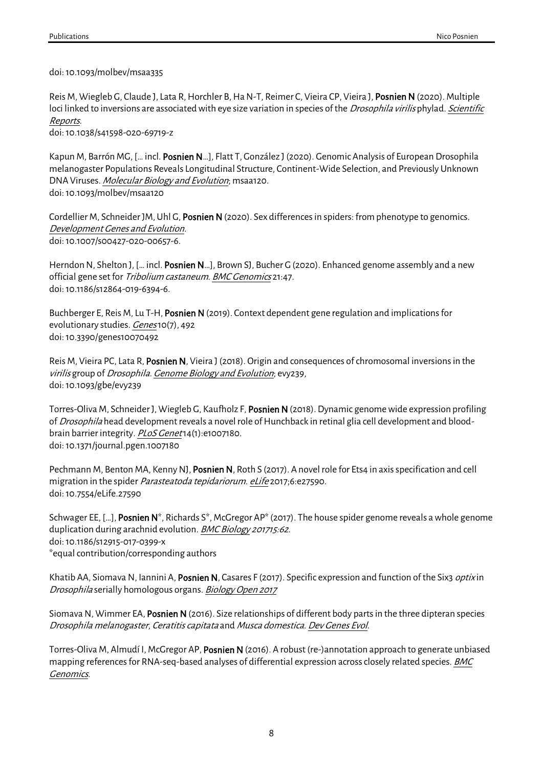doi: 10.1093/molbev/msaa335

Reis M, Wiegleb G, Claude J, Lata R, Horchler B, Ha N-T, Reimer C, Vieira CP, Vieira J, **Posnien N** (2020). Multiple loci linked to inversions are associated with eye size variation in species of the *Drosophila virilis* phylad. *Scientific Reports*.
doi: 10.1038/s41598-020-69719-z

Kapun M, Barrón MG, [… incl. **Posnien N**…], Flatt T, González J (2020). Genomic Analysis of European Drosophila melanogaster Populations Reveals Longitudinal Structure, Continent-Wide Selection, and Previously Unknown DNA Viruses. *Molecular Biology and Evolution*; msaa120.
doi: 10.1093/molbev/msaa120

Cordellier M, Schneider JM, Uhl G, **Posnien N** (2020). Sex differences in spiders: from phenotype to genomics. *Development Genes and Evolution*.
doi: 10.1007/s00427-020-00657-6.

Herndon N, Shelton J, [… incl. **Posnien N**…], Brown SJ, Bucher G (2020). Enhanced genome assembly and a new official gene set for *Tribolium castaneum*. *BMC Genomics* 21:47.
doi: 10.1186/s12864-019-6394-6.

Buchberger E, Reis M, Lu T-H, **Posnien N** (2019). Context dependent gene regulation and implications for evolutionary studies. *Genes* 10(7), 492
doi: 10.3390/genes10070492

Reis M, Vieira PC, Lata R, **Posnien N**, Vieira J (2018). Origin and consequences of chromosomal inversions in the *virilis* group of *Drosophila*. *Genome Biology and Evolution*; evy239,
doi: 10.1093/gbe/evy239

Torres-Oliva M, Schneider J, Wiegleb G, Kaufholz F, **Posnien N** (2018). Dynamic genome wide expression profiling of *Drosophila* head development reveals a novel role of Hunchback in retinal glia cell development and blood-brain barrier integrity. *PLoS Genet* 14(1):e1007180.
doi: 10.1371/journal.pgen.1007180

Pechmann M, Benton MA, Kenny NJ, **Posnien N**, Roth S (2017). A novel role for Ets4 in axis specification and cell migration in the spider *Parasteatoda tepidariorum*. *eLife* 2017;6:e27590.
doi: 10.7554/eLife.27590

Schwager EE, […], **Posnien N***, Richards S*, McGregor AP* (2017). The house spider genome reveals a whole genome duplication during arachnid evolution. *BMC Biology 201715:62.*
doi: 10.1186/s12915-017-0399-x
*equal contribution/corresponding authors

Khatib AA, Siomava N, Iannini A, **Posnien N**, Casares F (2017). Specific expression and function of the Six3 *optix* in *Drosophila* serially homologous organs. *Biology Open 2017*

Siomava N, Wimmer EA, **Posnien N** (2016). Size relationships of different body parts in the three dipteran species *Drosophila melanogaster*, *Ceratitis capitata* and *Musca domestica*. *Dev Genes Evol*.

Torres-Oliva M, Almudí I, McGregor AP, **Posnien N** (2016). A robust (re-)annotation approach to generate unbiased mapping references for RNA-seq-based analyses of differential expression across closely related species. *BMC Genomics*.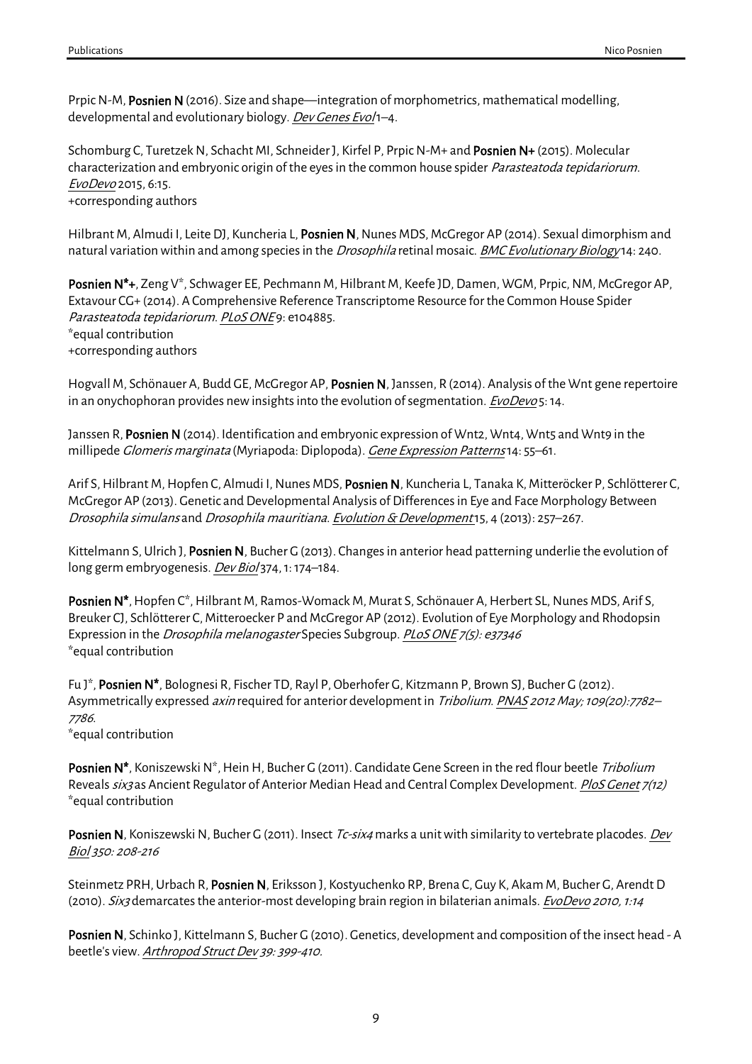Prpic N-M, **Posnien N** (2016). Size and shape—integration of morphometrics, mathematical modelling, developmental and evolutionary biology. *Dev Genes Evol* 1–4.

Schomburg C, Turetzek N, Schacht MI, Schneider J, Kirfel P, Prpic N-M+ and **Posnien N+** (2015). Molecular characterization and embryonic origin of the eyes in the common house spider *Parasteatoda tepidariorum*. *EvoDevo* 2015, 6:15.
+corresponding authors

Hilbrant M, Almudi I, Leite DJ, Kuncheria L, **Posnien N**, Nunes MDS, McGregor AP (2014). Sexual dimorphism and natural variation within and among species in the *Drosophila* retinal mosaic. *BMC Evolutionary Biology* 14: 240.

**Posnien N*+**, Zeng V*, Schwager EE, Pechmann M, Hilbrant M, Keefe JD, Damen, WGM, Prpic, NM, McGregor AP, Extavour CG+ (2014). A Comprehensive Reference Transcriptome Resource for the Common House Spider *Parasteatoda tepidariorum*. *PLoS ONE* 9: e104885.
*equal contribution
+corresponding authors

Hogvall M, Schönauer A, Budd GE, McGregor AP, **Posnien N**, Janssen, R (2014). Analysis of the Wnt gene repertoire in an onychophoran provides new insights into the evolution of segmentation. *EvoDevo* 5: 14.

Janssen R, **Posnien N** (2014). Identification and embryonic expression of Wnt2, Wnt4, Wnt5 and Wnt9 in the millipede *Glomeris marginata* (Myriapoda: Diplopoda). *Gene Expression Patterns* 14: 55–61.

Arif S, Hilbrant M, Hopfen C, Almudi I, Nunes MDS, **Posnien N**, Kuncheria L, Tanaka K, Mitteröcker P, Schlötterer C, McGregor AP (2013). Genetic and Developmental Analysis of Differences in Eye and Face Morphology Between *Drosophila simulans* and *Drosophila mauritiana*. *Evolution & Development* 15, 4 (2013): 257–267.

Kittelmann S, Ulrich J, **Posnien N**, Bucher G (2013). Changes in anterior head patterning underlie the evolution of long germ embryogenesis. *Dev Biol* 374, 1: 174–184.

**Posnien N***, Hopfen C*, Hilbrant M, Ramos-Womack M, Murat S, Schönauer A, Herbert SL, Nunes MDS, Arif S, Breuker CJ, Schlötterer C, Mitteroecker P and McGregor AP (2012). Evolution of Eye Morphology and Rhodopsin Expression in the *Drosophila melanogaster* Species Subgroup. *PLoS ONE 7(5): e37346*
*equal contribution

Fu J*, **Posnien N***, Bolognesi R, Fischer TD, Rayl P, Oberhofer G, Kitzmann P, Brown SJ, Bucher G (2012). Asymmetrically expressed *axin* required for anterior development in *Tribolium*. *PNAS 2012 May; 109(20):7782–7786.*
*equal contribution

**Posnien N***, Koniszewski N*, Hein H, Bucher G (2011). Candidate Gene Screen in the red flour beetle *Tribolium* Reveals *six3* as Ancient Regulator of Anterior Median Head and Central Complex Development. *PloS Genet 7(12)*
*equal contribution

**Posnien N**, Koniszewski N, Bucher G (2011). Insect *Tc-six4* marks a unit with similarity to vertebrate placodes. *Dev Biol 350: 208-216*

Steinmetz PRH, Urbach R, **Posnien N**, Eriksson J, Kostyuchenko RP, Brena C, Guy K, Akam M, Bucher G, Arendt D (2010). *Six3* demarcates the anterior-most developing brain region in bilaterian animals. *EvoDevo 2010, 1:14*

**Posnien N**, Schinko J, Kittelmann S, Bucher G (2010). Genetics, development and composition of the insect head - A beetle's view. *Arthropod Struct Dev 39: 399-410.*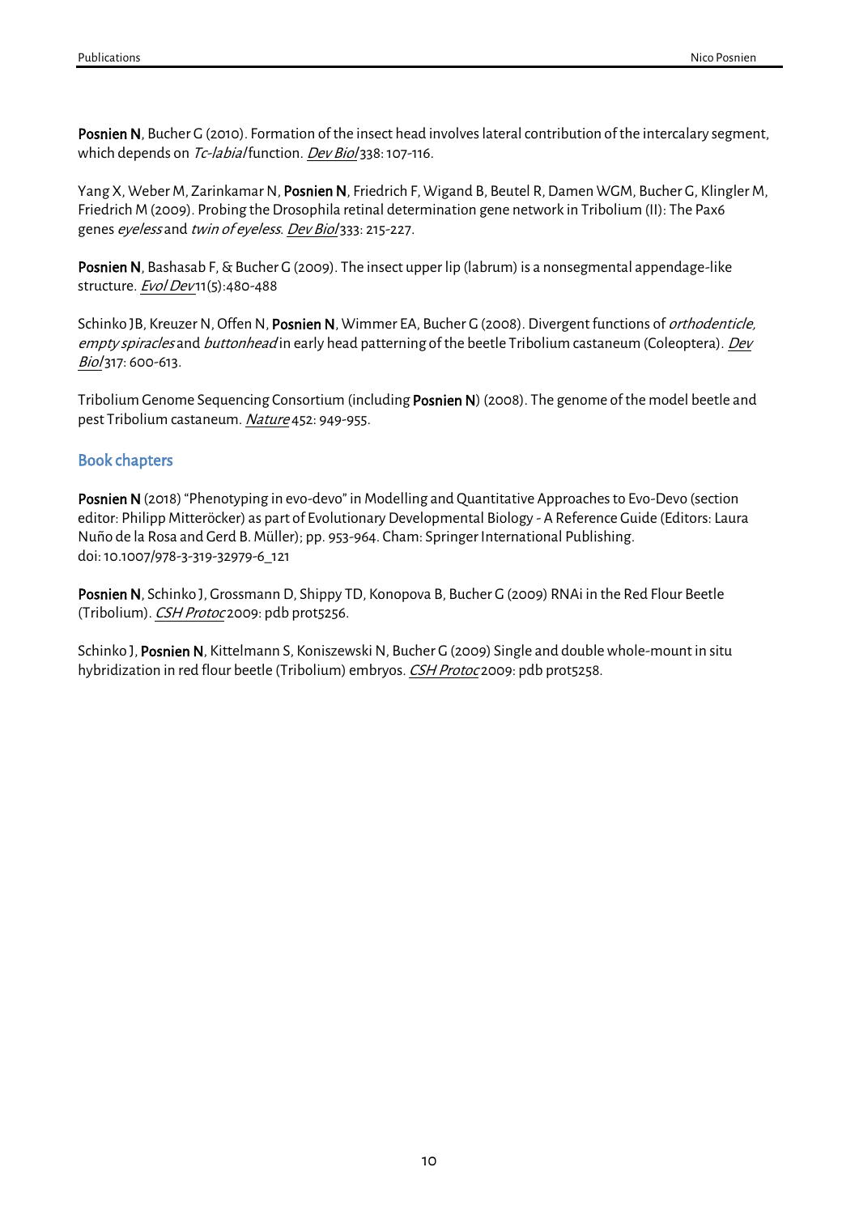**Posnien N**, Bucher G (2010). Formation of the insect head involves lateral contribution of the intercalary segment, which depends on *Tc-labial* function. *Dev Biol* 338: 107-116.

Yang X, Weber M, Zarinkamar N, **Posnien N**, Friedrich F, Wigand B, Beutel R, Damen WGM, Bucher G, Klingler M, Friedrich M (2009). Probing the Drosophila retinal determination gene network in Tribolium (II): The Pax6 genes *eyeless* and *twin of eyeless*. *Dev Biol* 333: 215-227.

**Posnien N**, Bashasab F, & Bucher G (2009). The insect upper lip (labrum) is a nonsegmental appendage-like structure. *Evol Dev* 11(5):480-488

Schinko JB, Kreuzer N, Offen N, **Posnien N**, Wimmer EA, Bucher G (2008). Divergent functions of *orthodenticle, empty spiracles* and *buttonhead* in early head patterning of the beetle Tribolium castaneum (Coleoptera). *Dev Biol* 317: 600-613.

Tribolium Genome Sequencing Consortium (including **Posnien N**) (2008). The genome of the model beetle and pest Tribolium castaneum. *Nature* 452: 949-955.

## Book chapters

**Posnien N** (2018) "Phenotyping in evo-devo" in Modelling and Quantitative Approaches to Evo-Devo (section editor: Philipp Mitteröcker) as part of Evolutionary Developmental Biology - A Reference Guide (Editors: Laura Nuño de la Rosa and Gerd B. Müller); pp. 953-964. Cham: Springer International Publishing. doi: 10.1007/978-3-319-32979-6_121

**Posnien N**, Schinko J, Grossmann D, Shippy TD, Konopova B, Bucher G (2009) RNAi in the Red Flour Beetle (Tribolium). *CSH Protoc* 2009: pdb prot5256.

Schinko J, **Posnien N**, Kittelmann S, Koniszewski N, Bucher G (2009) Single and double whole-mount in situ hybridization in red flour beetle (Tribolium) embryos. *CSH Protoc* 2009: pdb prot5258.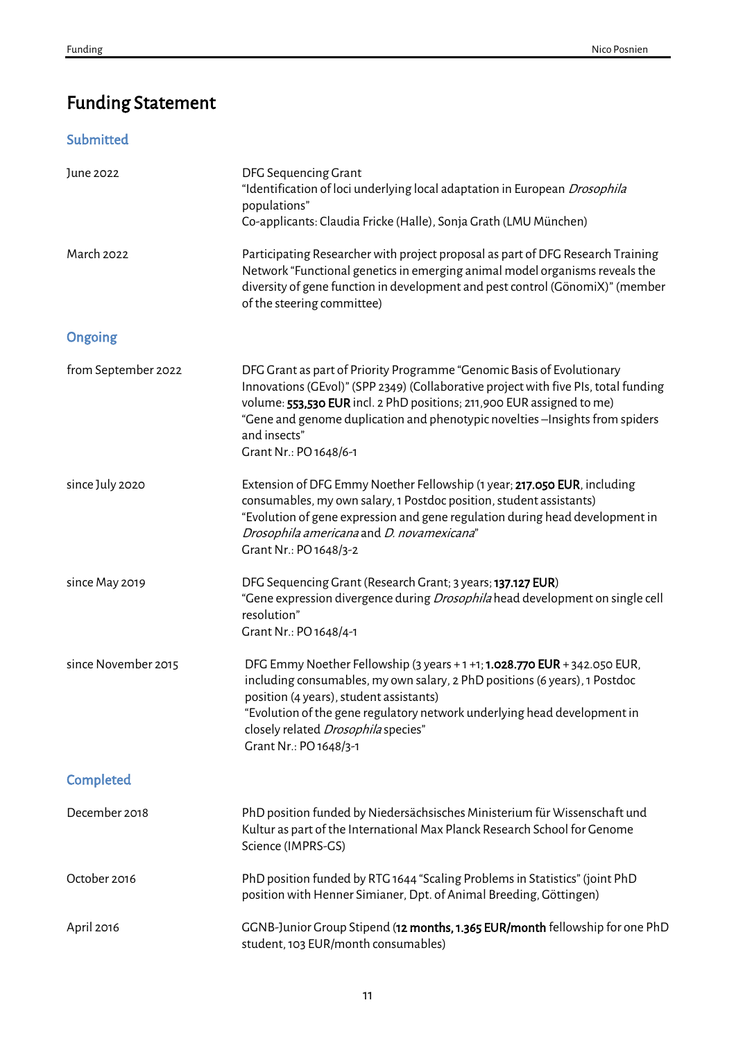# Funding Statement

## Submitted

| | |
|---|---|
| June 2022 | DFG Sequencing Grant<br>"Identification of loci underlying local adaptation in European *Drosophila* populations"<br>Co-applicants: Claudia Fricke (Halle), Sonja Grath (LMU München) |
| March 2022 | Participating Researcher with project proposal as part of DFG Research Training Network "Functional genetics in emerging animal model organisms reveals the diversity of gene function in development and pest control (GönomiX)" (member of the steering committee) |

## Ongoing

| | |
|---|---|
| from September 2022 | DFG Grant as part of Priority Programme "Genomic Basis of Evolutionary Innovations (GEvol)" (SPP 2349) (Collaborative project with five PIs, total funding volume: **553,530 EUR** incl. 2 PhD positions; 211,900 EUR assigned to me)<br>"Gene and genome duplication and phenotypic novelties –Insights from spiders and insects"<br>Grant Nr.: PO 1648/6-1 |
| since July 2020 | Extension of DFG Emmy Noether Fellowship (1 year; **217.050 EUR**, including consumables, my own salary, 1 Postdoc position, student assistants)<br>"Evolution of gene expression and gene regulation during head development in *Drosophila americana* and *D. novamexicana*"<br>Grant Nr.: PO 1648/3-2 |
| since May 2019 | DFG Sequencing Grant (Research Grant; 3 years; **137.127 EUR**)<br>"Gene expression divergence during *Drosophila* head development on single cell resolution"<br>Grant Nr.: PO 1648/4-1 |
| since November 2015 | DFG Emmy Noether Fellowship (3 years + 1 +1; **1.028.770 EUR** + 342.050 EUR, including consumables, my own salary, 2 PhD positions (6 years), 1 Postdoc position (4 years), student assistants)<br>"Evolution of the gene regulatory network underlying head development in closely related *Drosophila* species"<br>Grant Nr.: PO 1648/3-1 |

## Completed

| | |
|---|---|
| December 2018 | PhD position funded by Niedersächsisches Ministerium für Wissenschaft und Kultur as part of the International Max Planck Research School for Genome Science (IMPRS-GS) |
| October 2016 | PhD position funded by RTG 1644 "Scaling Problems in Statistics" (joint PhD position with Henner Simianer, Dpt. of Animal Breeding, Göttingen) |
| April 2016 | GGNB-Junior Group Stipend (**12 months, 1.365 EUR/month** fellowship for one PhD student, 103 EUR/month consumables) |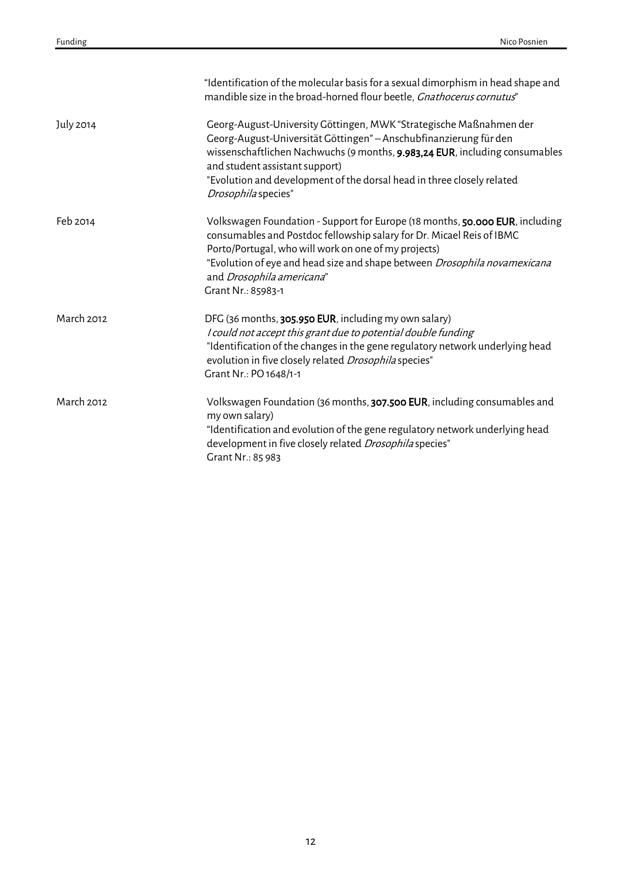"Identification of the molecular basis for a sexual dimorphism in head shape and mandible size in the broad-horned flour beetle, *Gnathocerus cornutus*"

July 2014

Georg-August-University Göttingen, MWK "Strategische Maßnahmen der Georg-August-Universität Göttingen" – Anschubfinanzierung für den wissenschaftlichen Nachwuchs (9 months, **9.983,24 EUR**, including consumables and student assistant support)
"Evolution and development of the dorsal head in three closely related *Drosophila* species"

Feb 2014

Volkswagen Foundation - Support for Europe (18 months, **50.000 EUR**, including consumables and Postdoc fellowship salary for Dr. Micael Reis of IBMC Porto/Portugal, who will work on one of my projects)
"Evolution of eye and head size and shape between *Drosophila novamexicana* and *Drosophila americana*"
Grant Nr.: 85983-1

March 2012

DFG (36 months, **305.950 EUR**, including my own salary)
*I could not accept this grant due to potential double funding*
"Identification of the changes in the gene regulatory network underlying head evolution in five closely related *Drosophila* species"
Grant Nr.: PO 1648/1-1

March 2012

Volkswagen Foundation (36 months, **307.500 EUR**, including consumables and my own salary)
"Identification and evolution of the gene regulatory network underlying head development in five closely related *Drosophila* species"
Grant Nr.: 85 983